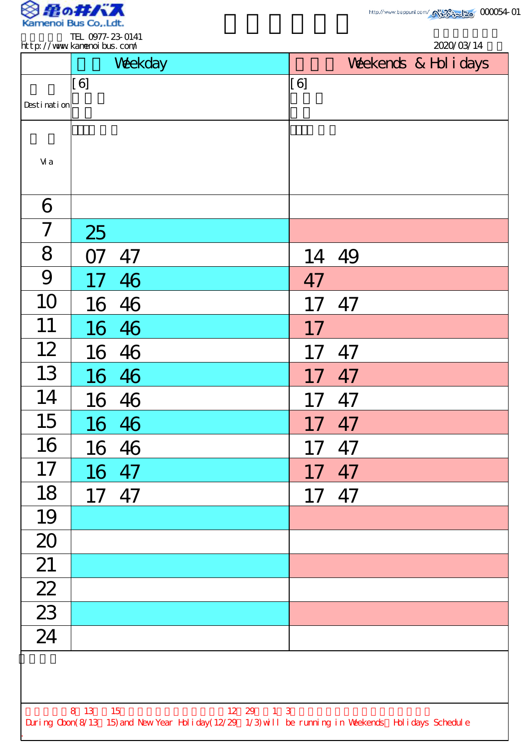Kamenoi Bus Co,.Ldt.

TEL 0977-23-0141
http://www.kamenoibus.com/

http://www.beppunl.com/ 000054-01

2020/03/14

| | Weekday | Weekends & Holidays |
|---|---|---|
| Destination | [6] | [6] |
| Via | | |
| 6 | | |
| 7 | 25 | |
| 8 | 07 47 | 14 49 |
| 9 | 17 46 | 47 |
| 10 | 16 46 | 17 47 |
| 11 | 16 46 | 17 |
| 12 | 16 46 | 17 47 |
| 13 | 16 46 | 17 47 |
| 14 | 16 46 | 17 47 |
| 15 | 16 46 | 17 47 |
| 16 | 16 46 | 17 47 |
| 17 | 16 47 | 17 47 |
| 18 | 17 47 | 17 47 |
| 19 | | |
| 20 | | |
| 21 | | |
| 22 | | |
| 23 | | |
| 24 | | |

8 13 15 12 29 1 3

During Obon(8/13 15)and New Year Holiday(12/29 1/3)will be running in Weekends Holidays Schedule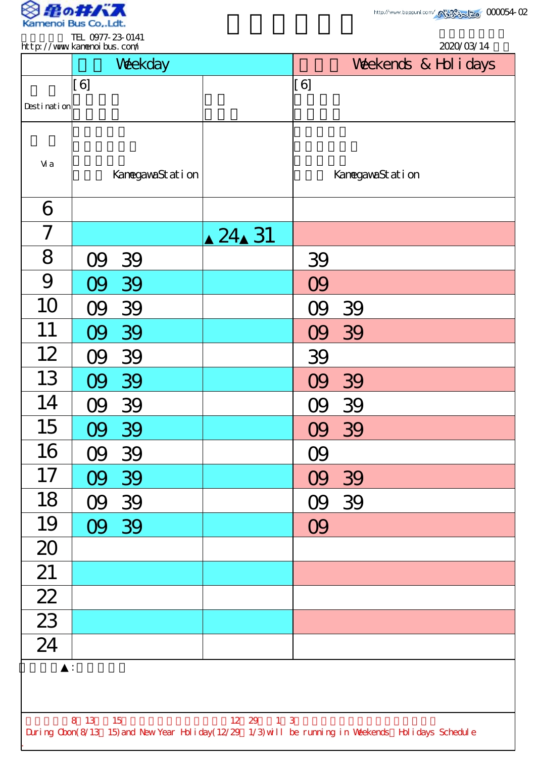Kamenoi Bus Co.,Ldt.

TEL 0977-23-0141
http://www.kamenoibus.com/

http://www.beppunl.com/ 000054-02

2020/03/14

| | Weekday | | Weekends & Holidays |
|---|---|---|---|
| Destination | [6] | | [6] |
| Via | KamegawaStation | | KamegawaStation |
| 6 | | | |
| 7 | | ▲24 ▲31 | |
| 8 | 09 39 | | 39 |
| 9 | 09 39 | | 09 |
| 10 | 09 39 | | 09 39 |
| 11 | 09 39 | | 09 39 |
| 12 | 09 39 | | 39 |
| 13 | 09 39 | | 09 39 |
| 14 | 09 39 | | 09 39 |
| 15 | 09 39 | | 09 39 |
| 16 | 09 39 | | 09 |
| 17 | 09 39 | | 09 39 |
| 18 | 09 39 | | 09 39 |
| 19 | 09 39 | | 09 |
| 20 | | | |
| 21 | | | |
| 22 | | | |
| 23 | | | |
| 24 | | | |

▲:

8/13～15 12/29～1/3

During Obon(8/13～15) and New Year Holiday(12/29～1/3) will be running in Weekends・Holidays Schedule.